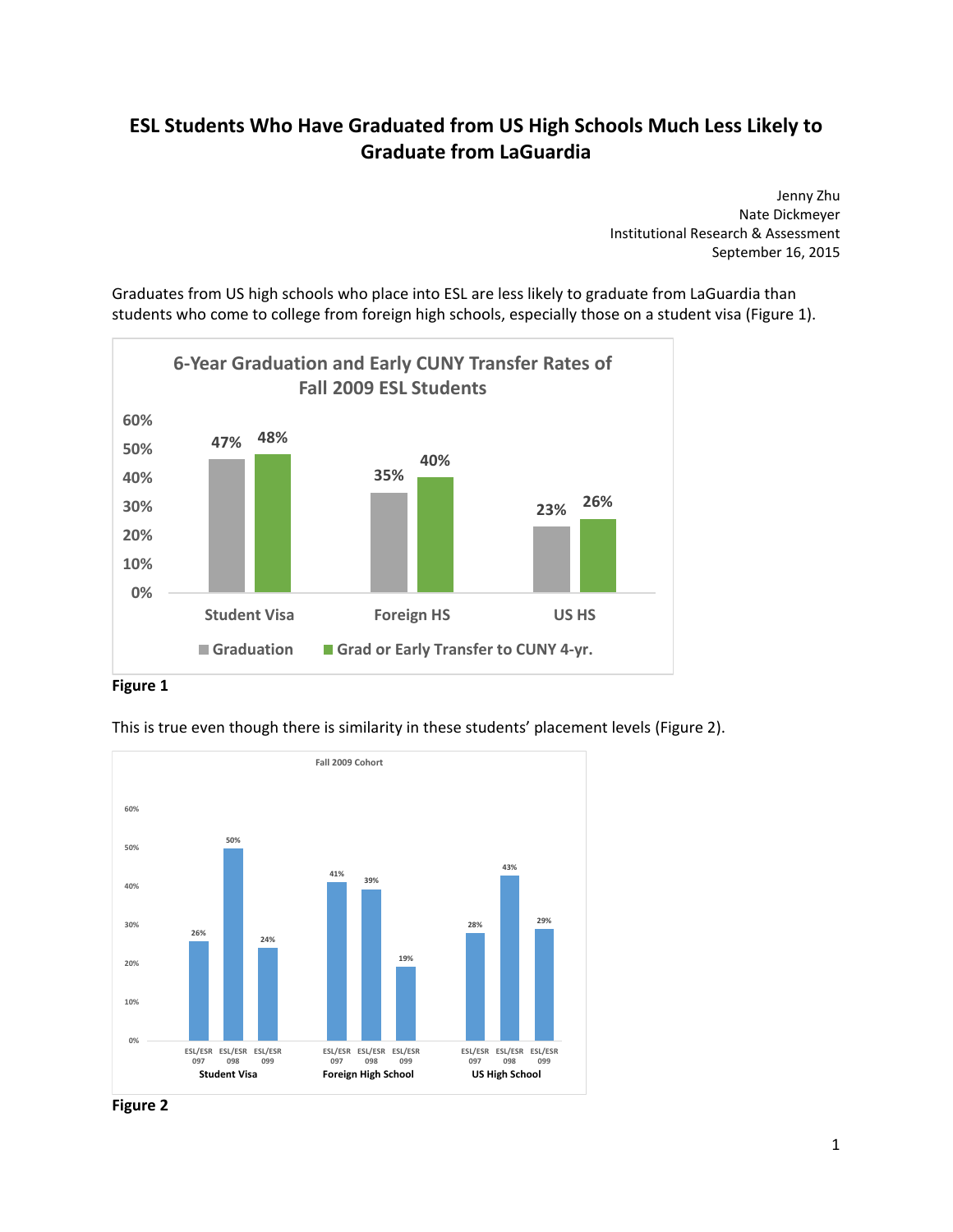# ESL Students Who Have Graduated from US High Schools Much Less Likely to Graduate from LaGuardia

Jenny Zhu
Nate Dickmeyer
Institutional Research & Assessment
September 16, 2015

Graduates from US high schools who place into ESL are less likely to graduate from LaGuardia than students who come to college from foreign high schools, especially those on a student visa (Figure 1).

**6-Year Graduation and Early CUNY Transfer Rates of Fall 2009 ESL Students**

| | Graduation | Grad or Early Transfer to CUNY 4-yr. |
|---|---|---|
| Student Visa | 47% | 48% |
| Foreign HS | 35% | 40% |
| US HS | 23% | 26% |

**Figure 1**

This is true even though there is similarity in these students' placement levels (Figure 2).

**Fall 2009 Cohort**

| | ESL/ESR 097 | ESL/ESR 098 | ESL/ESR 099 |
|---|---|---|---|
| Student Visa | 26% | 50% | 24% |
| Foreign High School | 41% | 39% | 19% |
| US High School | 28% | 43% | 29% |

**Figure 2**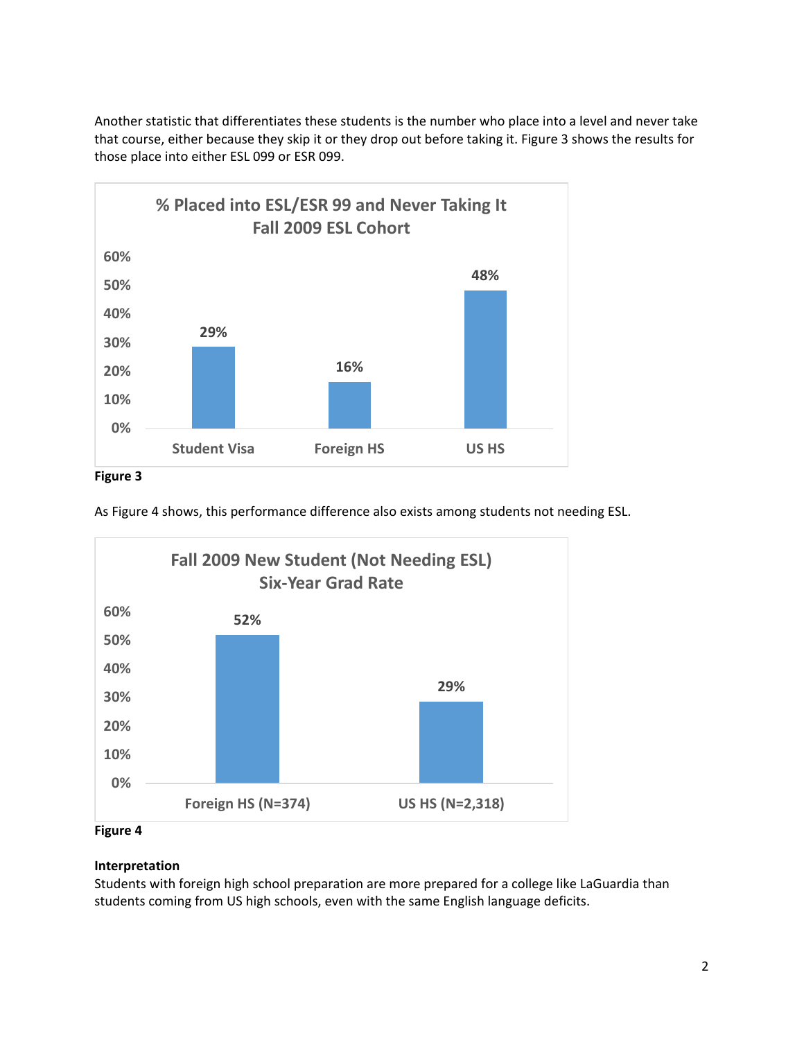Another statistic that differentiates these students is the number who place into a level and never take that course, either because they skip it or they drop out before taking it. Figure 3 shows the results for those place into either ESL 099 or ESR 099.

% Placed into ESL/ESR 99 and Never Taking It
Fall 2009 ESL Cohort

60%
50%
40%
30%
20%
10%
0%

29%
16%
48%

Student Visa
Foreign HS
US HS

**Figure 3**

As Figure 4 shows, this performance difference also exists among students not needing ESL.

Fall 2009 New Student (Not Needing ESL)
Six-Year Grad Rate

60%
50%
40%
30%
20%
10%
0%

52%
29%

Foreign HS (N=374)
US HS (N=2,318)

**Figure 4**

**Interpretation**

Students with foreign high school preparation are more prepared for a college like LaGuardia than students coming from US high schools, even with the same English language deficits.